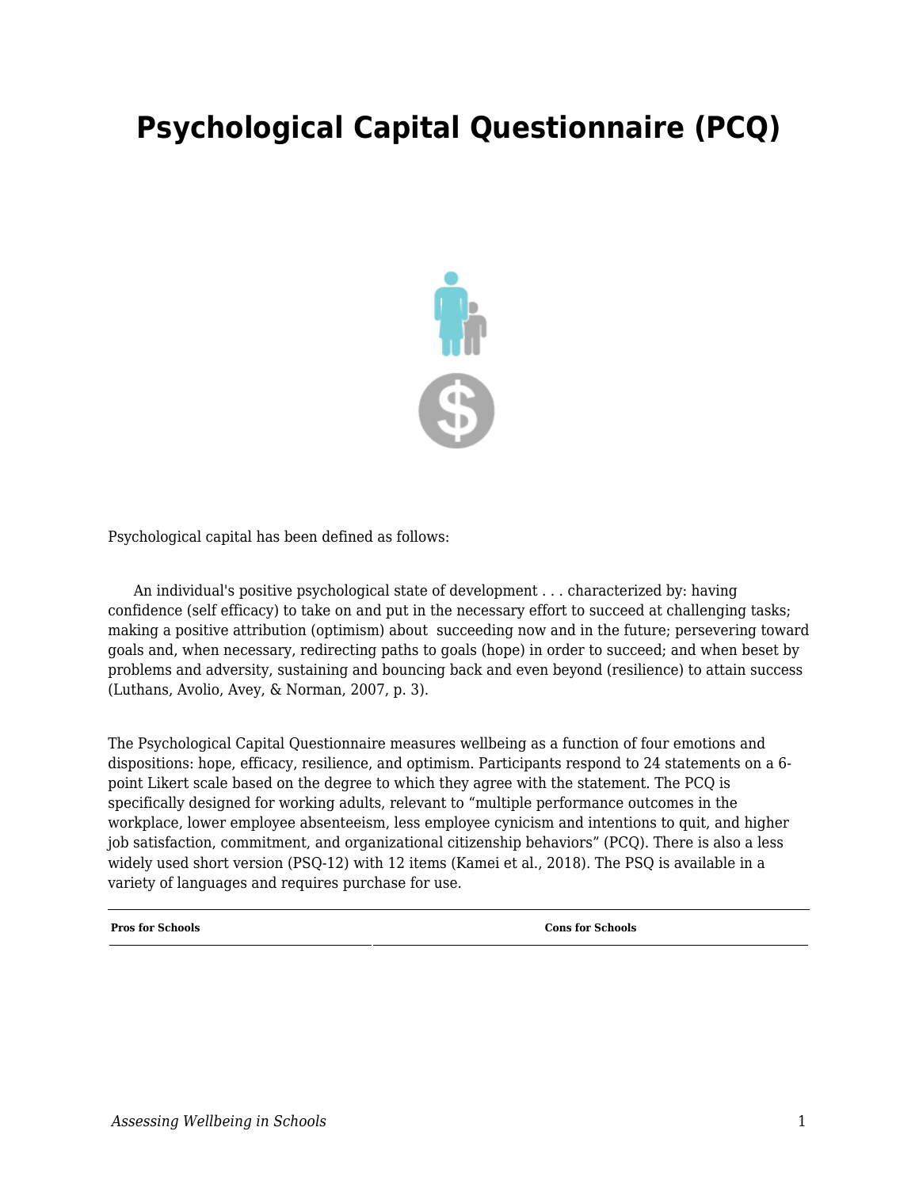# Psychological Capital Questionnaire (PCQ)

Psychological capital has been defined as follows:

> An individual's positive psychological state of development . . . characterized by: having confidence (self efficacy) to take on and put in the necessary effort to succeed at challenging tasks; making a positive attribution (optimism) about succeeding now and in the future; persevering toward goals and, when necessary, redirecting paths to goals (hope) in order to succeed; and when beset by problems and adversity, sustaining and bouncing back and even beyond (resilience) to attain success (Luthans, Avolio, Avey, & Norman, 2007, p. 3).

The Psychological Capital Questionnaire measures wellbeing as a function of four emotions and dispositions: hope, efficacy, resilience, and optimism. Participants respond to 24 statements on a 6-point Likert scale based on the degree to which they agree with the statement. The PCQ is specifically designed for working adults, relevant to "multiple performance outcomes in the workplace, lower employee absenteeism, less employee cynicism and intentions to quit, and higher job satisfaction, commitment, and organizational citizenship behaviors" (PCQ). There is also a less widely used short version (PSQ-12) with 12 items (Kamei et al., 2018). The PSQ is available in a variety of languages and requires purchase for use.

| Pros for Schools | Cons for Schools |
| --- | --- |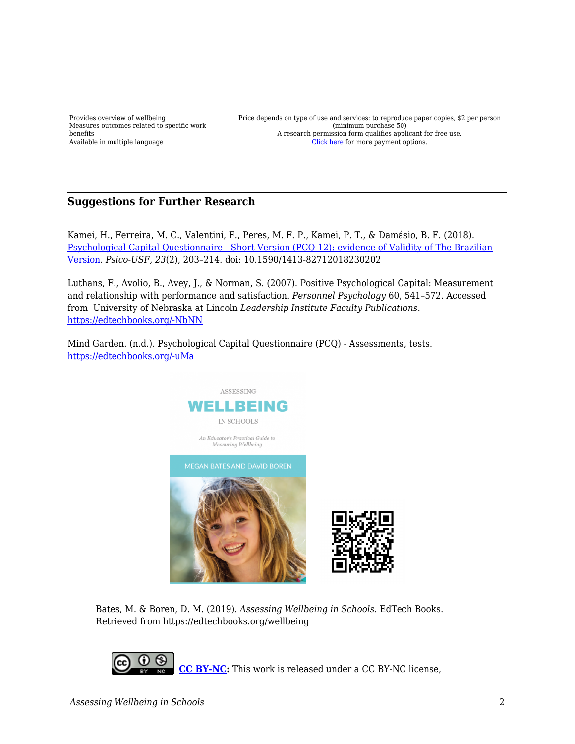| | |
|---|---|
| Provides overview of wellbeing<br>Measures outcomes related to specific work benefits<br>Available in multiple language | Price depends on type of use and services: to reproduce paper copies, $2 per person (minimum purchase 50)<br>A research permission form qualifies applicant for free use.<br>[Click here](#) for more payment options. |

---

## Suggestions for Further Research

Kamei, H., Ferreira, M. C., Valentini, F., Peres, M. F. P., Kamei, P. T., & Damásio, B. F. (2018). [Psychological Capital Questionnaire - Short Version (PCQ-12): evidence of Validity of The Brazilian Version](#). *Psico-USF, 23*(2), 203–214. doi: 10.1590/1413-82712018230202

Luthans, F., Avolio, B., Avey, J., & Norman, S. (2007). Positive Psychological Capital: Measurement and relationship with performance and satisfaction. *Personnel Psychology* 60, 541–572. Accessed from University of Nebraska at Lincoln *Leadership Institute Faculty Publications.* [https://edtechbooks.org/-NbNN](https://edtechbooks.org/-NbNN)

Mind Garden. (n.d.). Psychological Capital Questionnaire (PCQ) - Assessments, tests. [https://edtechbooks.org/-uMa](https://edtechbooks.org/-uMa)

Bates, M. & Boren, D. M. (2019). *Assessing Wellbeing in Schools*. EdTech Books. Retrieved from https://edtechbooks.org/wellbeing

**[CC BY-NC](#):** This work is released under a CC BY-NC license,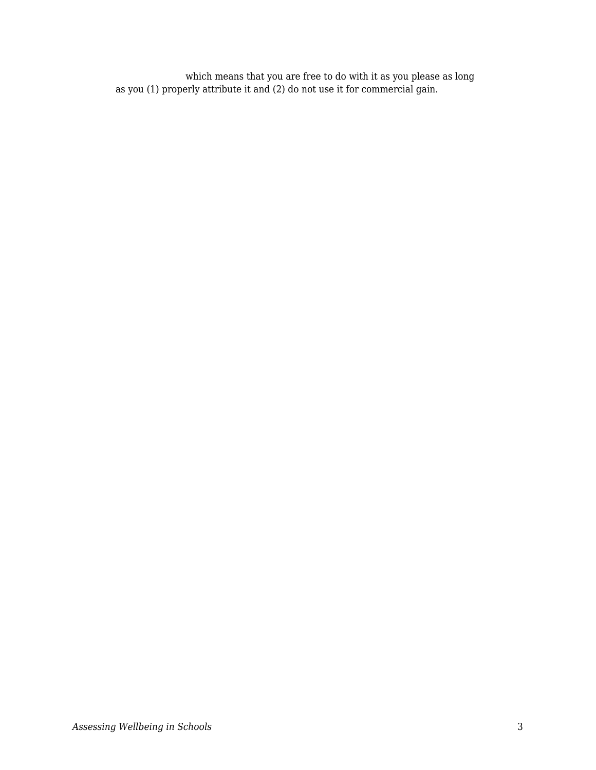which means that you are free to do with it as you please as long as you (1) properly attribute it and (2) do not use it for commercial gain.